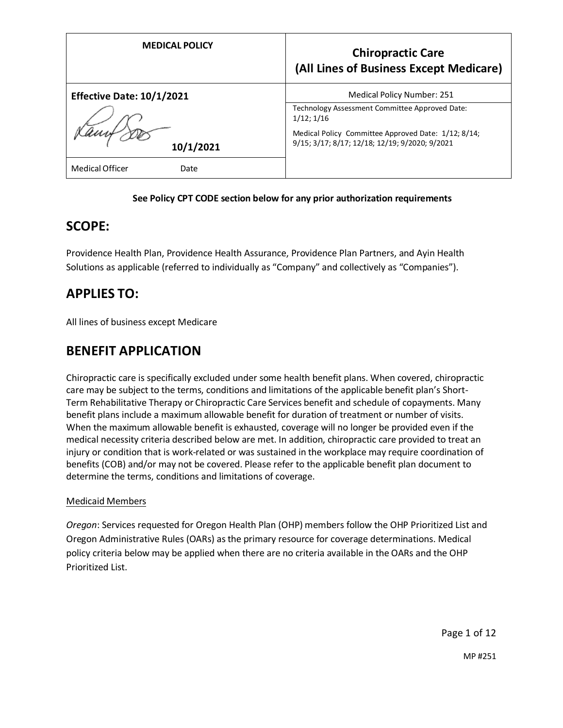| MEDICAL POLICY | Chiropractic Care (All Lines of Business Except Medicare) |
|---|---|
| **Effective Date: 10/1/2021** | Medical Policy Number: 251 |
| **10/1/2021** | Technology Assessment Committee Approved Date: 1/12; 1/16<br>Medical Policy Committee Approved Date: 1/12; 8/14; 9/15; 3/17; 8/17; 12/18; 12/19; 9/2020; 9/2021 |
| Medical Officer Date | |

**See Policy CPT CODE section below for any prior authorization requirements**

## SCOPE:

Providence Health Plan, Providence Health Assurance, Providence Plan Partners, and Ayin Health Solutions as applicable (referred to individually as "Company" and collectively as "Companies").

## APPLIES TO:

All lines of business except Medicare

## BENEFIT APPLICATION

Chiropractic care is specifically excluded under some health benefit plans. When covered, chiropractic care may be subject to the terms, conditions and limitations of the applicable benefit plan's Short-Term Rehabilitative Therapy or Chiropractic Care Services benefit and schedule of copayments. Many benefit plans include a maximum allowable benefit for duration of treatment or number of visits. When the maximum allowable benefit is exhausted, coverage will no longer be provided even if the medical necessity criteria described below are met. In addition, chiropractic care provided to treat an injury or condition that is work-related or was sustained in the workplace may require coordination of benefits (COB) and/or may not be covered. Please refer to the applicable benefit plan document to determine the terms, conditions and limitations of coverage.

Medicaid Members

*Oregon*: Services requested for Oregon Health Plan (OHP) members follow the OHP Prioritized List and Oregon Administrative Rules (OARs) as the primary resource for coverage determinations. Medical policy criteria below may be applied when there are no criteria available in the OARs and the OHP Prioritized List.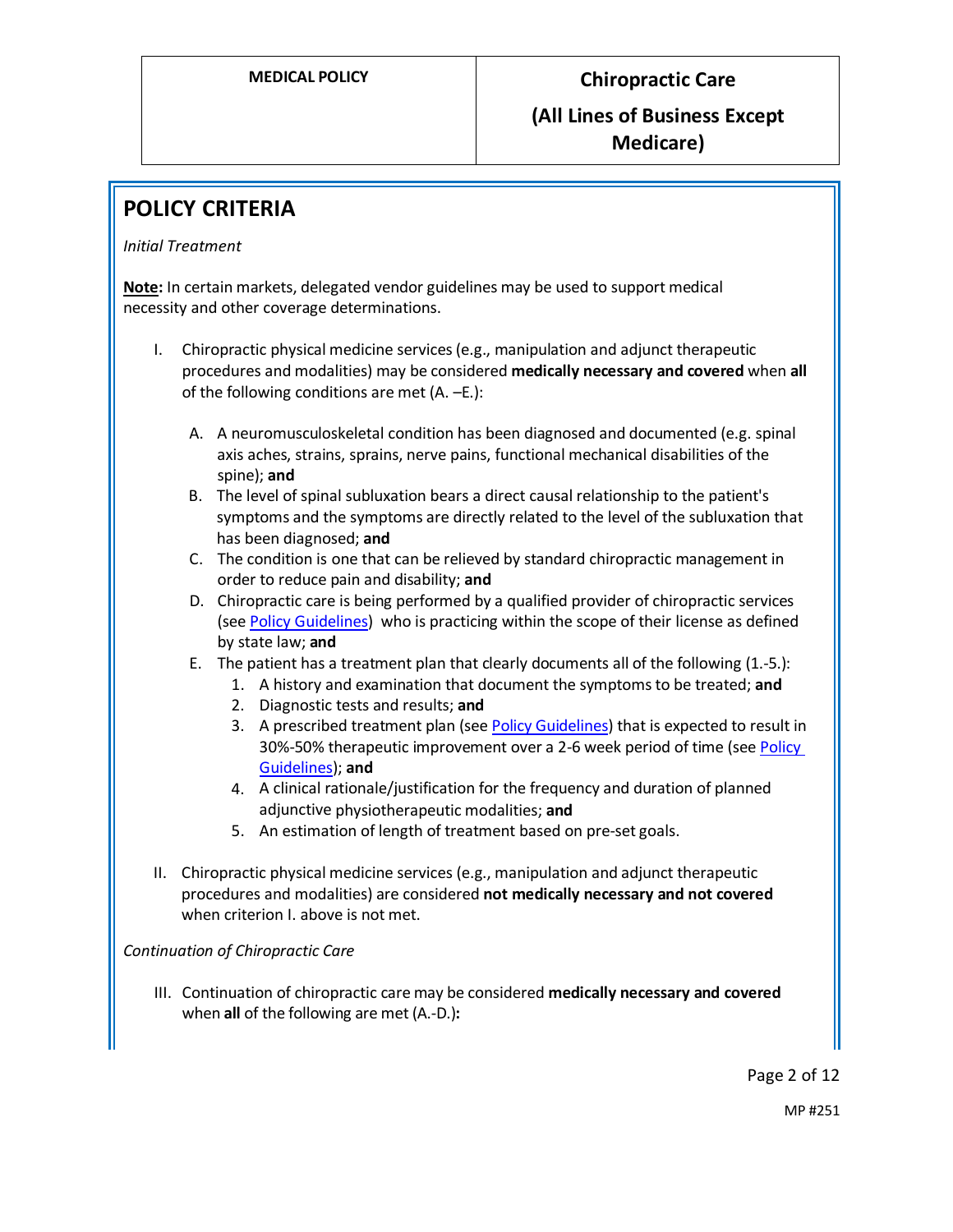## POLICY CRITERIA

*Initial Treatment*

**Note:** In certain markets, delegated vendor guidelines may be used to support medical necessity and other coverage determinations.

I. Chiropractic physical medicine services (e.g., manipulation and adjunct therapeutic procedures and modalities) may be considered **medically necessary and covered** when **all** of the following conditions are met (A. –E.):

   A. A neuromusculoskeletal condition has been diagnosed and documented (e.g. spinal axis aches, strains, sprains, nerve pains, functional mechanical disabilities of the spine); **and**
   
   B. The level of spinal subluxation bears a direct causal relationship to the patient's symptoms and the symptoms are directly related to the level of the subluxation that has been diagnosed; **and**
   
   C. The condition is one that can be relieved by standard chiropractic management in order to reduce pain and disability; **and**
   
   D. Chiropractic care is being performed by a qualified provider of chiropractic services (see Policy Guidelines) who is practicing within the scope of their license as defined by state law; **and**
   
   E. The patient has a treatment plan that clearly documents all of the following (1.-5.):
   
      1. A history and examination that document the symptoms to be treated; **and**
      2. Diagnostic tests and results; **and**
      3. A prescribed treatment plan (see Policy Guidelines) that is expected to result in 30%-50% therapeutic improvement over a 2-6 week period of time (see Policy Guidelines); **and**
      4. A clinical rationale/justification for the frequency and duration of planned adjunctive physiotherapeutic modalities; **and**
      5. An estimation of length of treatment based on pre-set goals.

II. Chiropractic physical medicine services (e.g., manipulation and adjunct therapeutic procedures and modalities) are considered **not medically necessary and not covered** when criterion I. above is not met.

*Continuation of Chiropractic Care*

III. Continuation of chiropractic care may be considered **medically necessary and covered** when **all** of the following are met (A.-D.)**:**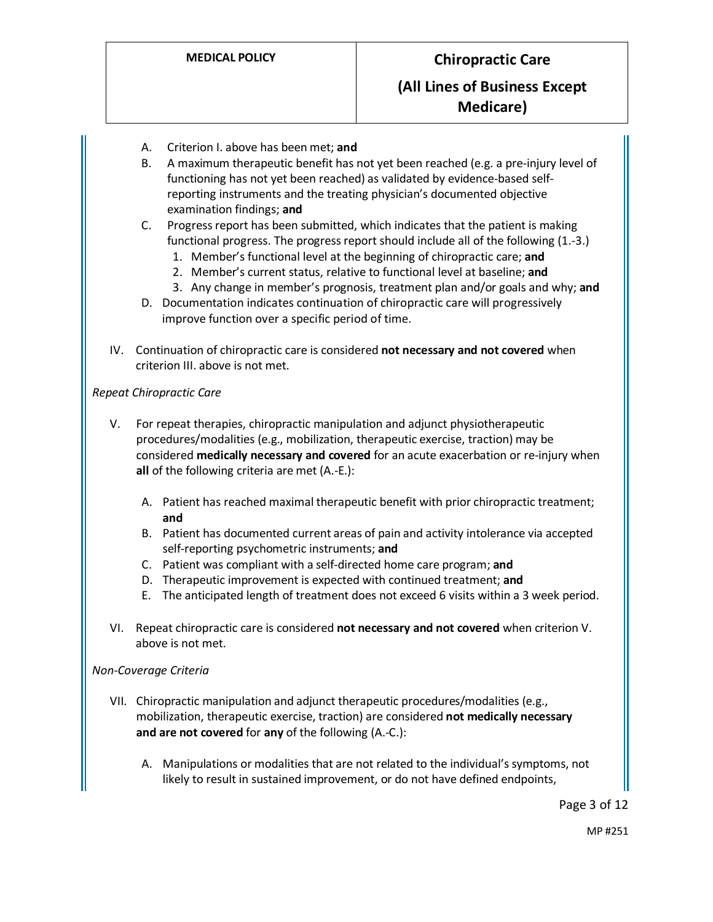A. Criterion I. above has been met; **and**
B. A maximum therapeutic benefit has not yet been reached (e.g. a pre-injury level of functioning has not yet been reached) as validated by evidence-based self-reporting instruments and the treating physician's documented objective examination findings; **and**
C. Progress report has been submitted, which indicates that the patient is making functional progress. The progress report should include all of the following (1.-3.)
   1. Member's functional level at the beginning of chiropractic care; **and**
   2. Member's current status, relative to functional level at baseline; **and**
   3. Any change in member's prognosis, treatment plan and/or goals and why; **and**
D. Documentation indicates continuation of chiropractic care will progressively improve function over a specific period of time.

IV. Continuation of chiropractic care is considered **not necessary and not covered** when criterion III. above is not met.

*Repeat Chiropractic Care*

V. For repeat therapies, chiropractic manipulation and adjunct physiotherapeutic procedures/modalities (e.g., mobilization, therapeutic exercise, traction) may be considered **medically necessary and covered** for an acute exacerbation or re-injury when **all** of the following criteria are met (A.-E.):

   A. Patient has reached maximal therapeutic benefit with prior chiropractic treatment; **and**
   B. Patient has documented current areas of pain and activity intolerance via accepted self-reporting psychometric instruments; **and**
   C. Patient was compliant with a self-directed home care program; **and**
   D. Therapeutic improvement is expected with continued treatment; **and**
   E. The anticipated length of treatment does not exceed 6 visits within a 3 week period.

VI. Repeat chiropractic care is considered **not necessary and not covered** when criterion V. above is not met.

*Non-Coverage Criteria*

VII. Chiropractic manipulation and adjunct therapeutic procedures/modalities (e.g., mobilization, therapeutic exercise, traction) are considered **not medically necessary and are not covered** for **any** of the following (A.-C.):

   A. Manipulations or modalities that are not related to the individual's symptoms, not likely to result in sustained improvement, or do not have defined endpoints,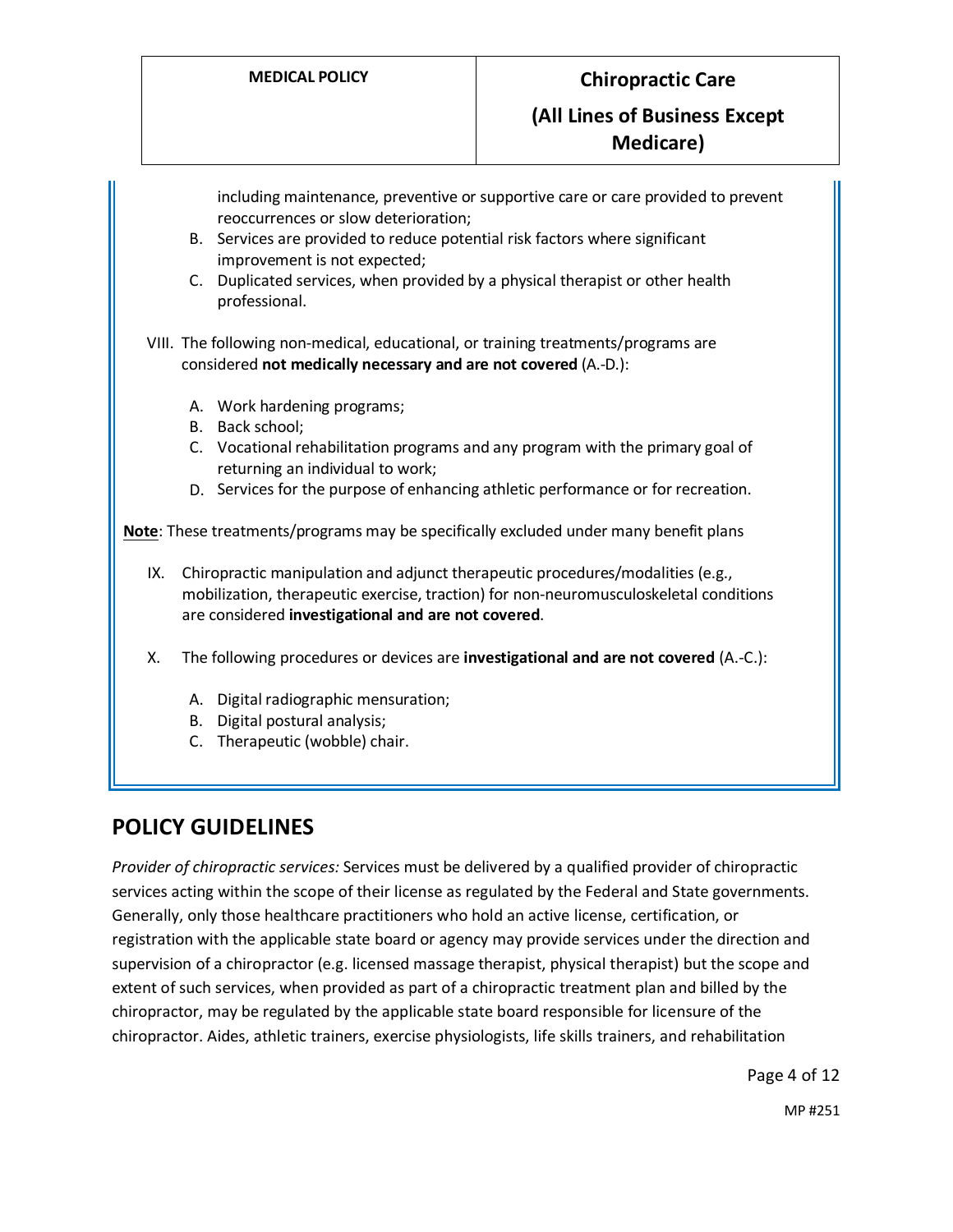including maintenance, preventive or supportive care or care provided to prevent reoccurrences or slow deterioration;

B. Services are provided to reduce potential risk factors where significant improvement is not expected;

C. Duplicated services, when provided by a physical therapist or other health professional.

VIII. The following non-medical, educational, or training treatments/programs are considered **not medically necessary and are not covered** (A.-D.):

A. Work hardening programs;

B. Back school;

C. Vocational rehabilitation programs and any program with the primary goal of returning an individual to work;

D. Services for the purpose of enhancing athletic performance or for recreation.

**Note**: These treatments/programs may be specifically excluded under many benefit plans

IX. Chiropractic manipulation and adjunct therapeutic procedures/modalities (e.g., mobilization, therapeutic exercise, traction) for non-neuromusculoskeletal conditions are considered **investigational and are not covered**.

X. The following procedures or devices are **investigational and are not covered** (A.-C.):

A. Digital radiographic mensuration;

B. Digital postural analysis;

C. Therapeutic (wobble) chair.

## POLICY GUIDELINES

*Provider of chiropractic services:* Services must be delivered by a qualified provider of chiropractic services acting within the scope of their license as regulated by the Federal and State governments. Generally, only those healthcare practitioners who hold an active license, certification, or registration with the applicable state board or agency may provide services under the direction and supervision of a chiropractor (e.g. licensed massage therapist, physical therapist) but the scope and extent of such services, when provided as part of a chiropractic treatment plan and billed by the chiropractor, may be regulated by the applicable state board responsible for licensure of the chiropractor. Aides, athletic trainers, exercise physiologists, life skills trainers, and rehabilitation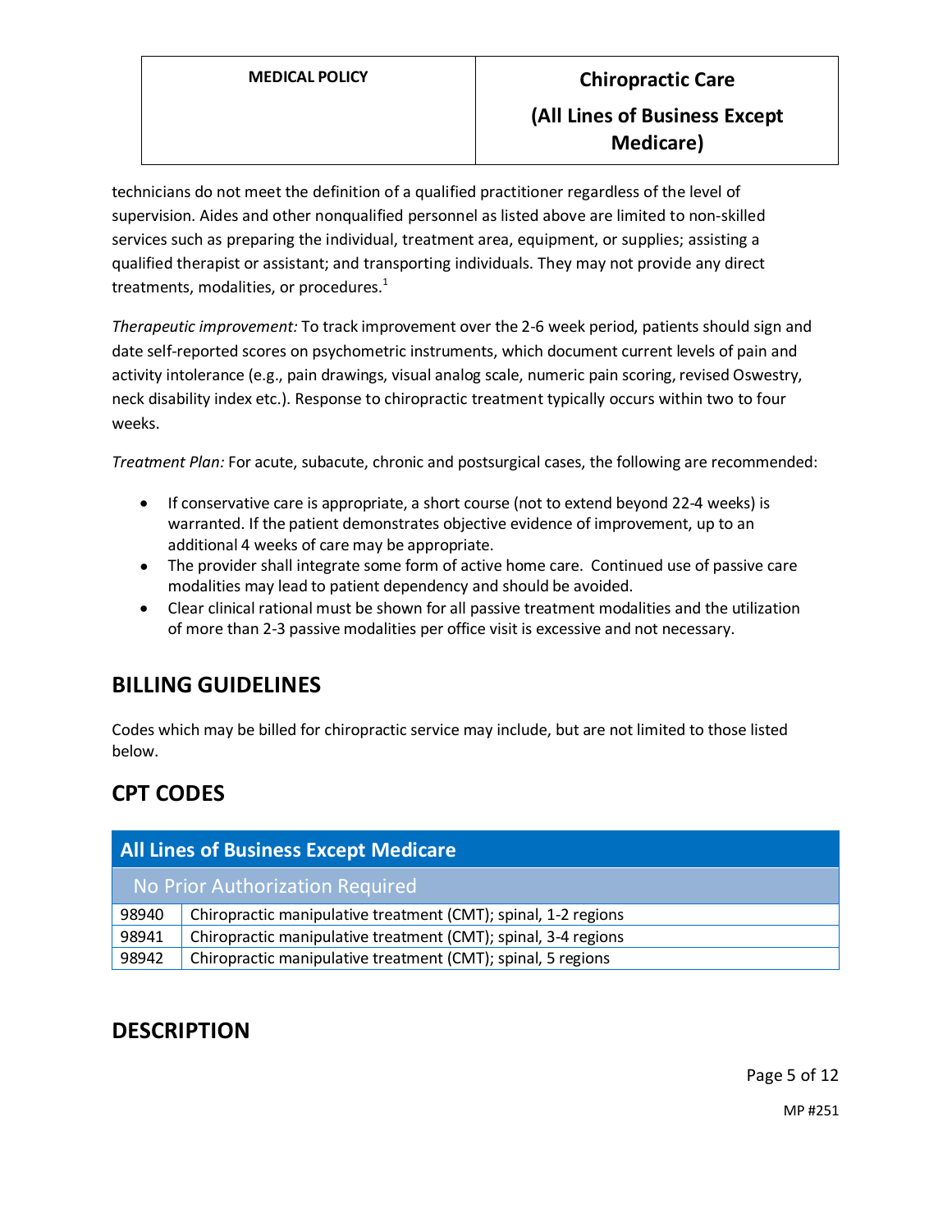technicians do not meet the definition of a qualified practitioner regardless of the level of supervision. Aides and other nonqualified personnel as listed above are limited to non-skilled services such as preparing the individual, treatment area, equipment, or supplies; assisting a qualified therapist or assistant; and transporting individuals. They may not provide any direct treatments, modalities, or procedures.[1]

*Therapeutic improvement:* To track improvement over the 2-6 week period, patients should sign and date self-reported scores on psychometric instruments, which document current levels of pain and activity intolerance (e.g., pain drawings, visual analog scale, numeric pain scoring, revised Oswestry, neck disability index etc.). Response to chiropractic treatment typically occurs within two to four weeks.

*Treatment Plan:* For acute, subacute, chronic and postsurgical cases, the following are recommended:

- If conservative care is appropriate, a short course (not to extend beyond 22-4 weeks) is warranted. If the patient demonstrates objective evidence of improvement, up to an additional 4 weeks of care may be appropriate.
- The provider shall integrate some form of active home care. Continued use of passive care modalities may lead to patient dependency and should be avoided.
- Clear clinical rational must be shown for all passive treatment modalities and the utilization of more than 2-3 passive modalities per office visit is excessive and not necessary.

## BILLING GUIDELINES

Codes which may be billed for chiropractic service may include, but are not limited to those listed below.

## CPT CODES

| All Lines of Business Except Medicare | |
|---|---|
| No Prior Authorization Required | |
| 98940 | Chiropractic manipulative treatment (CMT); spinal, 1-2 regions |
| 98941 | Chiropractic manipulative treatment (CMT); spinal, 3-4 regions |
| 98942 | Chiropractic manipulative treatment (CMT); spinal, 5 regions |

## DESCRIPTION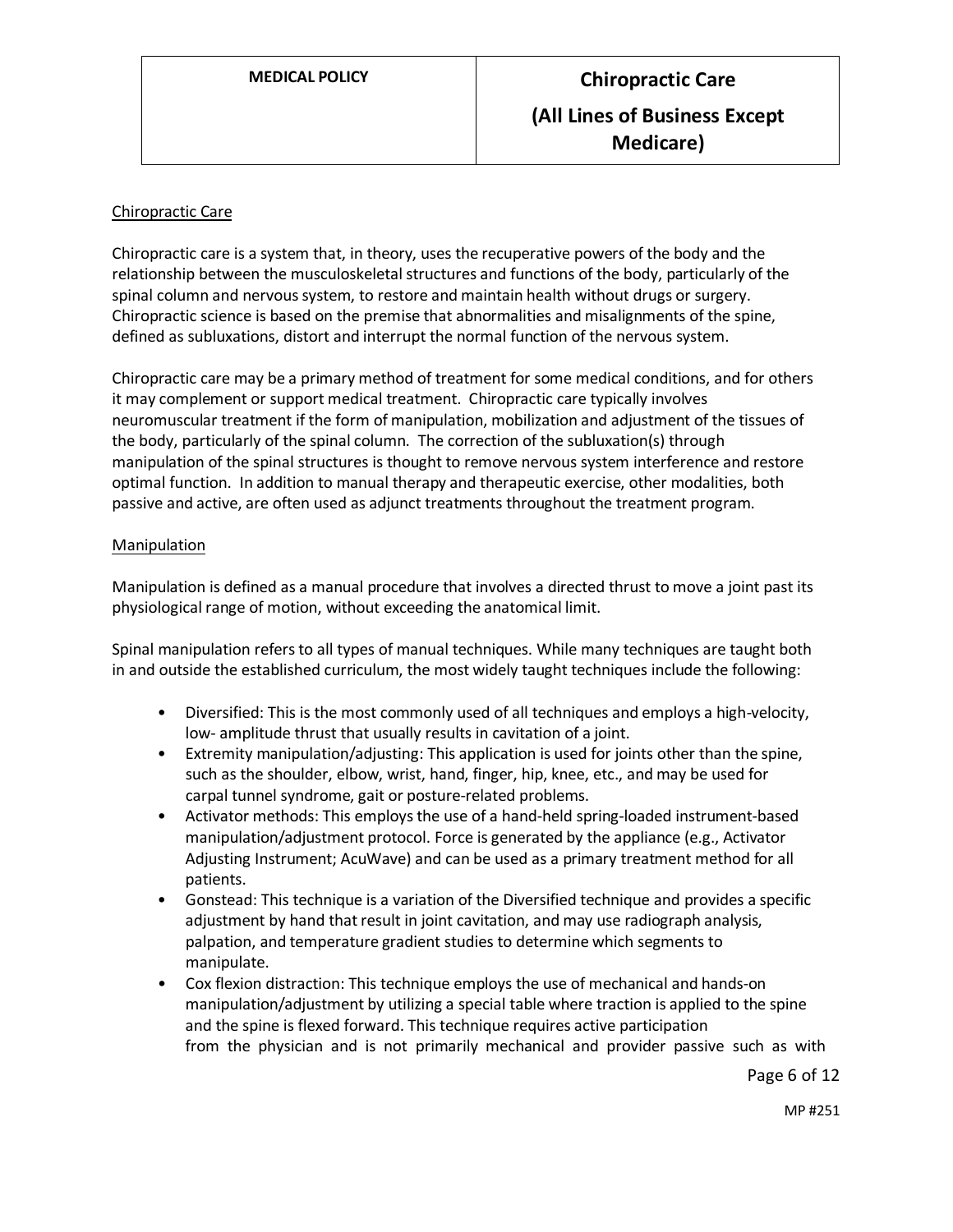## Chiropractic Care

Chiropractic care is a system that, in theory, uses the recuperative powers of the body and the relationship between the musculoskeletal structures and functions of the body, particularly of the spinal column and nervous system, to restore and maintain health without drugs or surgery. Chiropractic science is based on the premise that abnormalities and misalignments of the spine, defined as subluxations, distort and interrupt the normal function of the nervous system.

Chiropractic care may be a primary method of treatment for some medical conditions, and for others it may complement or support medical treatment. Chiropractic care typically involves neuromuscular treatment if the form of manipulation, mobilization and adjustment of the tissues of the body, particularly of the spinal column. The correction of the subluxation(s) through manipulation of the spinal structures is thought to remove nervous system interference and restore optimal function. In addition to manual therapy and therapeutic exercise, other modalities, both passive and active, are often used as adjunct treatments throughout the treatment program.

## Manipulation

Manipulation is defined as a manual procedure that involves a directed thrust to move a joint past its physiological range of motion, without exceeding the anatomical limit.

Spinal manipulation refers to all types of manual techniques. While many techniques are taught both in and outside the established curriculum, the most widely taught techniques include the following:

- Diversified: This is the most commonly used of all techniques and employs a high-velocity, low- amplitude thrust that usually results in cavitation of a joint.
- Extremity manipulation/adjusting: This application is used for joints other than the spine, such as the shoulder, elbow, wrist, hand, finger, hip, knee, etc., and may be used for carpal tunnel syndrome, gait or posture-related problems.
- Activator methods: This employs the use of a hand-held spring-loaded instrument-based manipulation/adjustment protocol. Force is generated by the appliance (e.g., Activator Adjusting Instrument; AcuWave) and can be used as a primary treatment method for all patients.
- Gonstead: This technique is a variation of the Diversified technique and provides a specific adjustment by hand that result in joint cavitation, and may use radiograph analysis, palpation, and temperature gradient studies to determine which segments to manipulate.
- Cox flexion distraction: This technique employs the use of mechanical and hands-on manipulation/adjustment by utilizing a special table where traction is applied to the spine and the spine is flexed forward. This technique requires active participation from the physician and is not primarily mechanical and provider passive such as with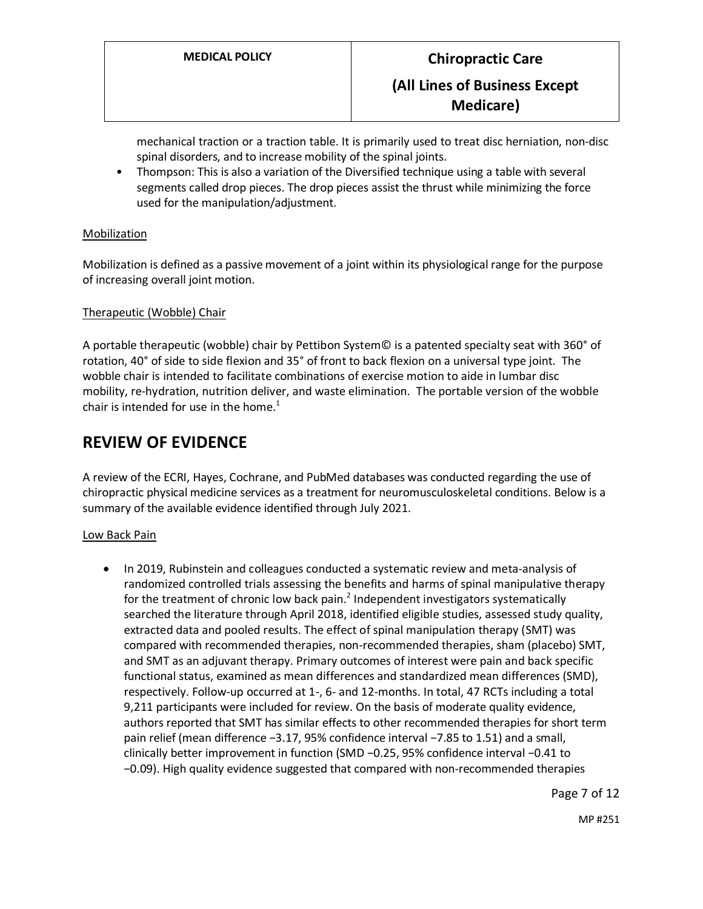mechanical traction or a traction table. It is primarily used to treat disc herniation, non-disc spinal disorders, and to increase mobility of the spinal joints.

- Thompson: This is also a variation of the Diversified technique using a table with several segments called drop pieces. The drop pieces assist the thrust while minimizing the force used for the manipulation/adjustment.

Mobilization

Mobilization is defined as a passive movement of a joint within its physiological range for the purpose of increasing overall joint motion.

Therapeutic (Wobble) Chair

A portable therapeutic (wobble) chair by Pettibon System© is a patented specialty seat with 360° of rotation, 40° of side to side flexion and 35° of front to back flexion on a universal type joint. The wobble chair is intended to facilitate combinations of exercise motion to aide in lumbar disc mobility, re-hydration, nutrition deliver, and waste elimination. The portable version of the wobble chair is intended for use in the home.[1]

## REVIEW OF EVIDENCE

A review of the ECRI, Hayes, Cochrane, and PubMed databases was conducted regarding the use of chiropractic physical medicine services as a treatment for neuromusculoskeletal conditions. Below is a summary of the available evidence identified through July 2021.

Low Back Pain

- In 2019, Rubinstein and colleagues conducted a systematic review and meta-analysis of randomized controlled trials assessing the benefits and harms of spinal manipulative therapy for the treatment of chronic low back pain.[2] Independent investigators systematically searched the literature through April 2018, identified eligible studies, assessed study quality, extracted data and pooled results. The effect of spinal manipulation therapy (SMT) was compared with recommended therapies, non-recommended therapies, sham (placebo) SMT, and SMT as an adjuvant therapy. Primary outcomes of interest were pain and back specific functional status, examined as mean differences and standardized mean differences (SMD), respectively. Follow-up occurred at 1-, 6- and 12-months. In total, 47 RCTs including a total 9,211 participants were included for review. On the basis of moderate quality evidence, authors reported that SMT has similar effects to other recommended therapies for short term pain relief (mean difference −3.17, 95% confidence interval −7.85 to 1.51) and a small, clinically better improvement in function (SMD −0.25, 95% confidence interval −0.41 to −0.09). High quality evidence suggested that compared with non-recommended therapies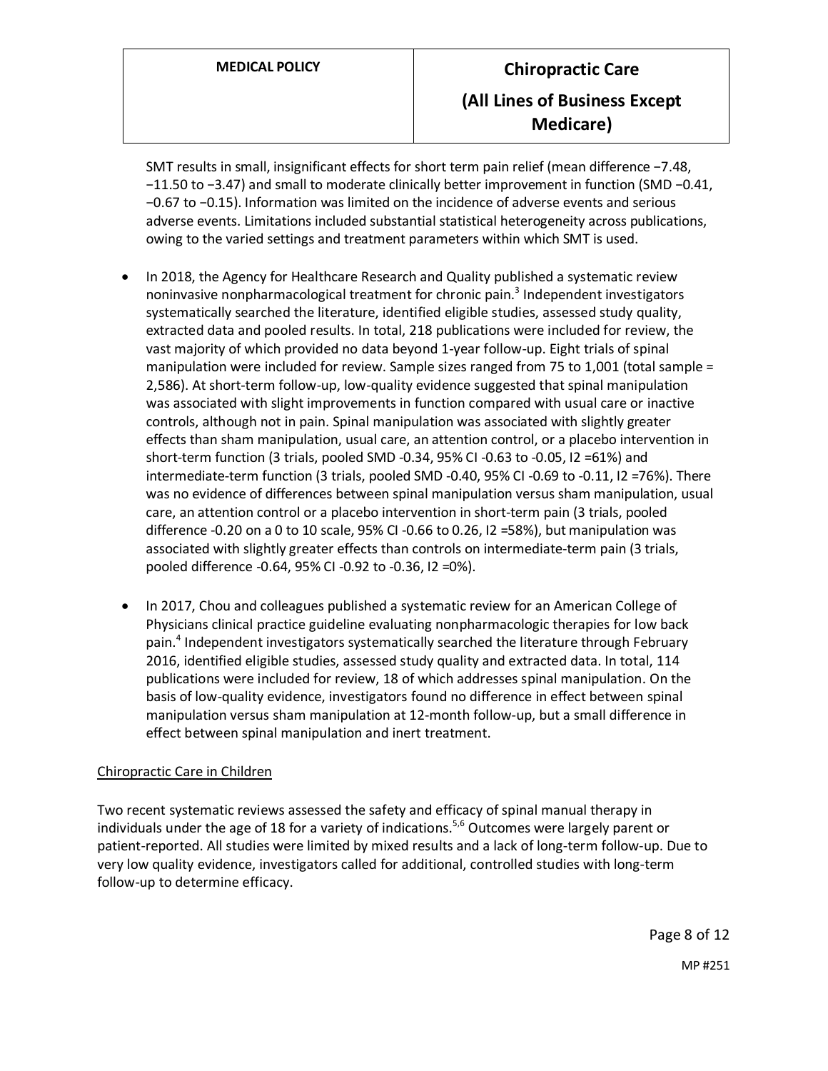SMT results in small, insignificant effects for short term pain relief (mean difference −7.48, −11.50 to −3.47) and small to moderate clinically better improvement in function (SMD −0.41, −0.67 to −0.15). Information was limited on the incidence of adverse events and serious adverse events. Limitations included substantial statistical heterogeneity across publications, owing to the varied settings and treatment parameters within which SMT is used.

- In 2018, the Agency for Healthcare Research and Quality published a systematic review noninvasive nonpharmacological treatment for chronic pain.[3] Independent investigators systematically searched the literature, identified eligible studies, assessed study quality, extracted data and pooled results. In total, 218 publications were included for review, the vast majority of which provided no data beyond 1-year follow-up. Eight trials of spinal manipulation were included for review. Sample sizes ranged from 75 to 1,001 (total sample = 2,586). At short-term follow-up, low-quality evidence suggested that spinal manipulation was associated with slight improvements in function compared with usual care or inactive controls, although not in pain. Spinal manipulation was associated with slightly greater effects than sham manipulation, usual care, an attention control, or a placebo intervention in short-term function (3 trials, pooled SMD -0.34, 95% CI -0.63 to -0.05, $I2$ =61%) and intermediate-term function (3 trials, pooled SMD -0.40, 95% CI -0.69 to -0.11, $I2$ =76%). There was no evidence of differences between spinal manipulation versus sham manipulation, usual care, an attention control or a placebo intervention in short-term pain (3 trials, pooled difference -0.20 on a 0 to 10 scale, 95% CI -0.66 to 0.26, $I2$ =58%), but manipulation was associated with slightly greater effects than controls on intermediate-term pain (3 trials, pooled difference -0.64, 95% CI -0.92 to -0.36, $I2$ =0%).

- In 2017, Chou and colleagues published a systematic review for an American College of Physicians clinical practice guideline evaluating nonpharmacologic therapies for low back pain.[4] Independent investigators systematically searched the literature through February 2016, identified eligible studies, assessed study quality and extracted data. In total, 114 publications were included for review, 18 of which addresses spinal manipulation. On the basis of low-quality evidence, investigators found no difference in effect between spinal manipulation versus sham manipulation at 12-month follow-up, but a small difference in effect between spinal manipulation and inert treatment.

Chiropractic Care in Children

Two recent systematic reviews assessed the safety and efficacy of spinal manual therapy in individuals under the age of 18 for a variety of indications.[5,6] Outcomes were largely parent or patient-reported. All studies were limited by mixed results and a lack of long-term follow-up. Due to very low quality evidence, investigators called for additional, controlled studies with long-term follow-up to determine efficacy.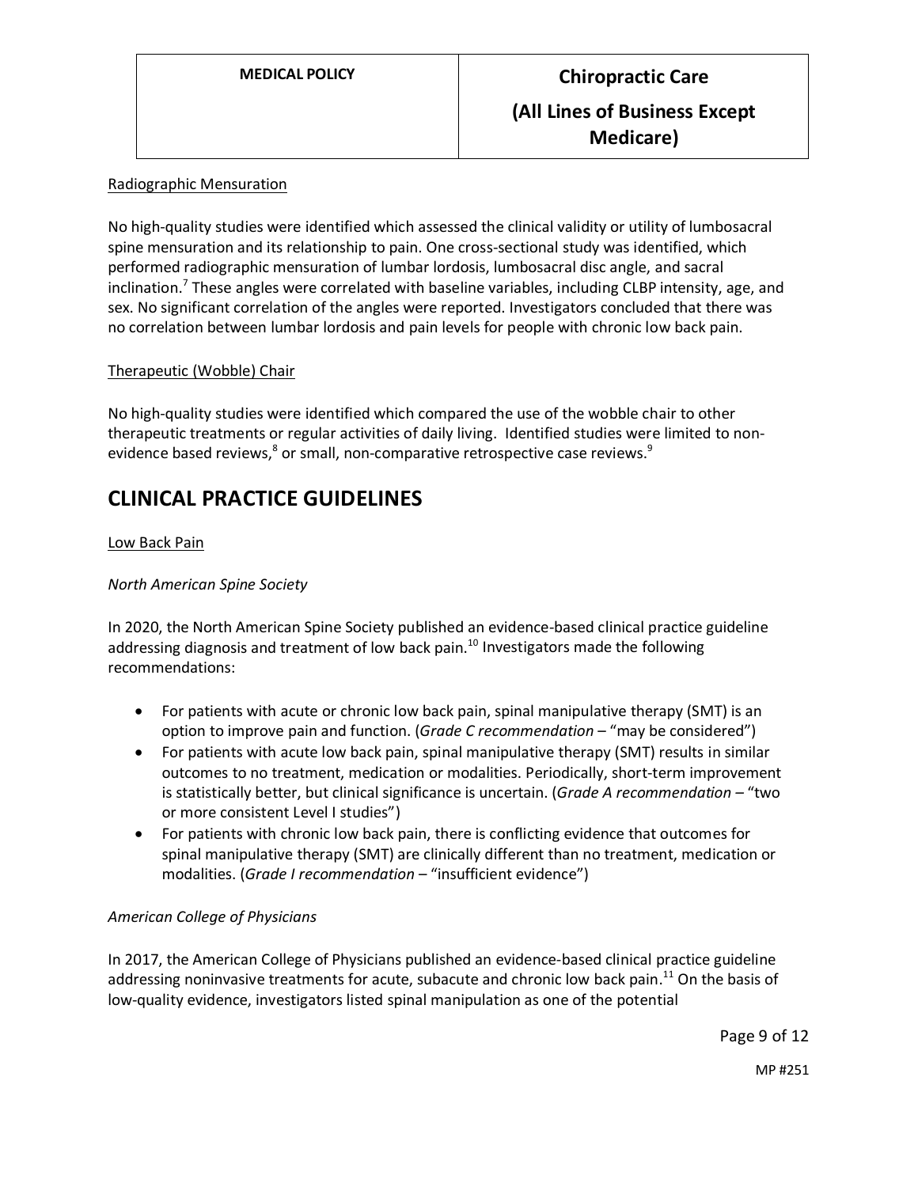Radiographic Mensuration

No high-quality studies were identified which assessed the clinical validity or utility of lumbosacral spine mensuration and its relationship to pain. One cross-sectional study was identified, which performed radiographic mensuration of lumbar lordosis, lumbosacral disc angle, and sacral inclination.[7] These angles were correlated with baseline variables, including CLBP intensity, age, and sex. No significant correlation of the angles were reported. Investigators concluded that there was no correlation between lumbar lordosis and pain levels for people with chronic low back pain.

Therapeutic (Wobble) Chair

No high-quality studies were identified which compared the use of the wobble chair to other therapeutic treatments or regular activities of daily living. Identified studies were limited to non-evidence based reviews,[8] or small, non-comparative retrospective case reviews.[9]

# CLINICAL PRACTICE GUIDELINES

Low Back Pain

*North American Spine Society*

In 2020, the North American Spine Society published an evidence-based clinical practice guideline addressing diagnosis and treatment of low back pain.[10] Investigators made the following recommendations:

- For patients with acute or chronic low back pain, spinal manipulative therapy (SMT) is an option to improve pain and function. (*Grade C recommendation* – "may be considered")
- For patients with acute low back pain, spinal manipulative therapy (SMT) results in similar outcomes to no treatment, medication or modalities. Periodically, short-term improvement is statistically better, but clinical significance is uncertain. (*Grade A recommendation* – "two or more consistent Level I studies")
- For patients with chronic low back pain, there is conflicting evidence that outcomes for spinal manipulative therapy (SMT) are clinically different than no treatment, medication or modalities. (*Grade I recommendation* – "insufficient evidence")

*American College of Physicians*

In 2017, the American College of Physicians published an evidence-based clinical practice guideline addressing noninvasive treatments for acute, subacute and chronic low back pain.[11] On the basis of low-quality evidence, investigators listed spinal manipulation as one of the potential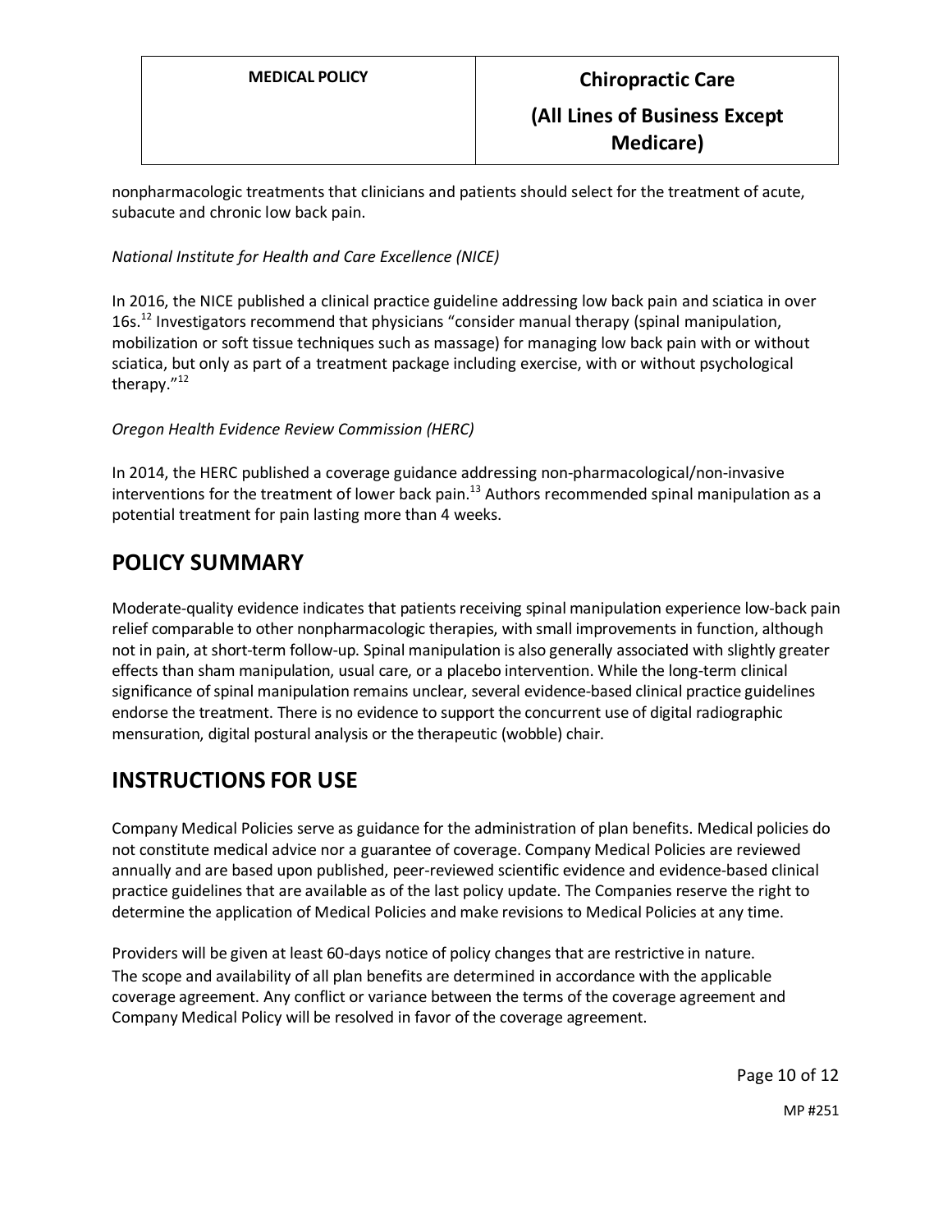nonpharmacologic treatments that clinicians and patients should select for the treatment of acute, subacute and chronic low back pain.

*National Institute for Health and Care Excellence (NICE)*

In 2016, the NICE published a clinical practice guideline addressing low back pain and sciatica in over 16s.[12] Investigators recommend that physicians "consider manual therapy (spinal manipulation, mobilization or soft tissue techniques such as massage) for managing low back pain with or without sciatica, but only as part of a treatment package including exercise, with or without psychological therapy."[12]

*Oregon Health Evidence Review Commission (HERC)*

In 2014, the HERC published a coverage guidance addressing non-pharmacological/non-invasive interventions for the treatment of lower back pain.[13] Authors recommended spinal manipulation as a potential treatment for pain lasting more than 4 weeks.

# POLICY SUMMARY

Moderate-quality evidence indicates that patients receiving spinal manipulation experience low-back pain relief comparable to other nonpharmacologic therapies, with small improvements in function, although not in pain, at short-term follow-up. Spinal manipulation is also generally associated with slightly greater effects than sham manipulation, usual care, or a placebo intervention. While the long-term clinical significance of spinal manipulation remains unclear, several evidence-based clinical practice guidelines endorse the treatment. There is no evidence to support the concurrent use of digital radiographic mensuration, digital postural analysis or the therapeutic (wobble) chair.

# INSTRUCTIONS FOR USE

Company Medical Policies serve as guidance for the administration of plan benefits. Medical policies do not constitute medical advice nor a guarantee of coverage. Company Medical Policies are reviewed annually and are based upon published, peer-reviewed scientific evidence and evidence-based clinical practice guidelines that are available as of the last policy update. The Companies reserve the right to determine the application of Medical Policies and make revisions to Medical Policies at any time.

Providers will be given at least 60-days notice of policy changes that are restrictive in nature. The scope and availability of all plan benefits are determined in accordance with the applicable coverage agreement. Any conflict or variance between the terms of the coverage agreement and Company Medical Policy will be resolved in favor of the coverage agreement.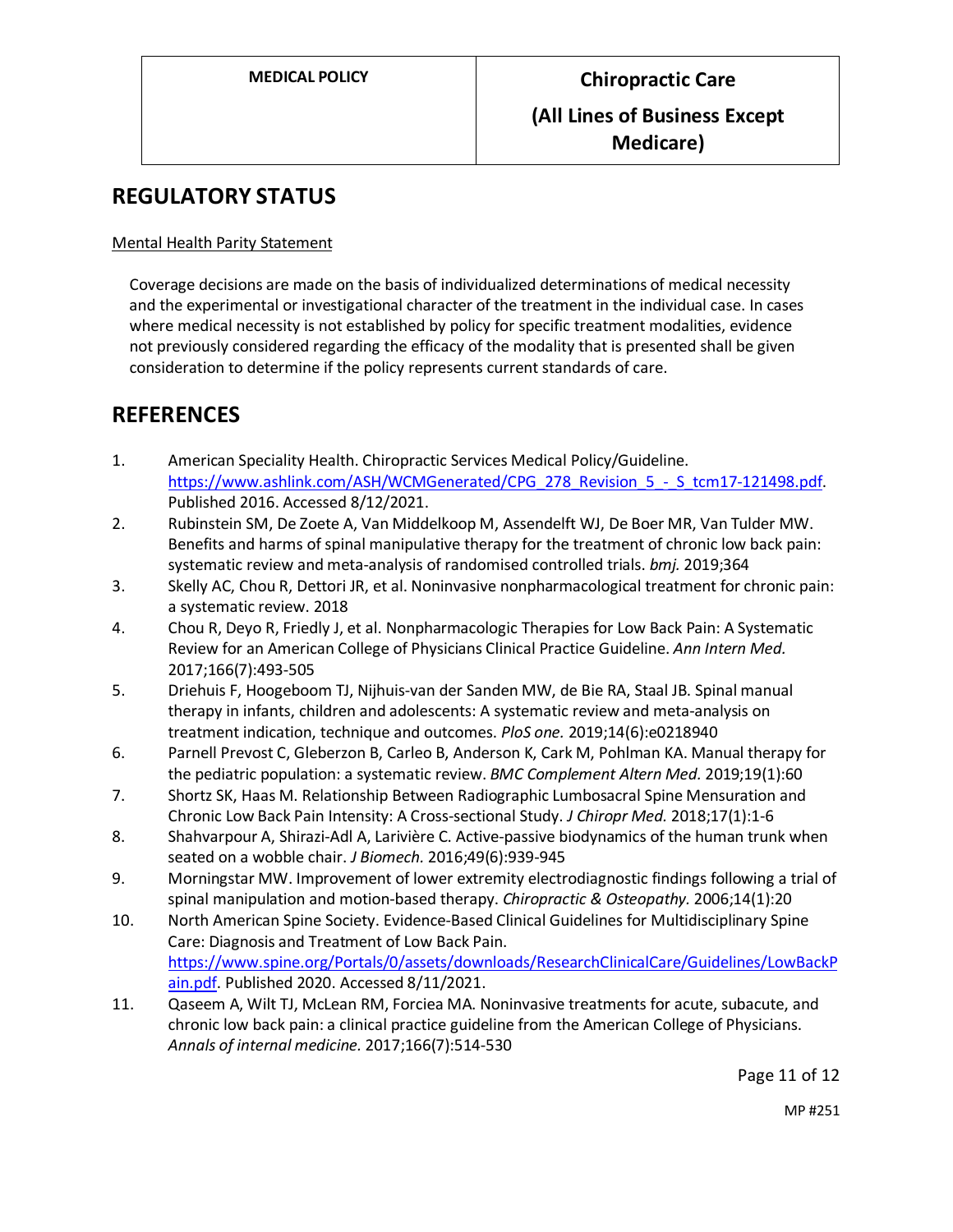## REGULATORY STATUS

Mental Health Parity Statement

Coverage decisions are made on the basis of individualized determinations of medical necessity and the experimental or investigational character of the treatment in the individual case. In cases where medical necessity is not established by policy for specific treatment modalities, evidence not previously considered regarding the efficacy of the modality that is presented shall be given consideration to determine if the policy represents current standards of care.

## REFERENCES

1. American Speciality Health. Chiropractic Services Medical Policy/Guideline. https://www.ashlink.com/ASH/WCMGenerated/CPG_278_Revision_5_-_S_tcm17-121498.pdf. Published 2016. Accessed 8/12/2021.
2. Rubinstein SM, De Zoete A, Van Middelkoop M, Assendelft WJ, De Boer MR, Van Tulder MW. Benefits and harms of spinal manipulative therapy for the treatment of chronic low back pain: systematic review and meta-analysis of randomised controlled trials. *bmj.* 2019;364
3. Skelly AC, Chou R, Dettori JR, et al. Noninvasive nonpharmacological treatment for chronic pain: a systematic review. 2018
4. Chou R, Deyo R, Friedly J, et al. Nonpharmacologic Therapies for Low Back Pain: A Systematic Review for an American College of Physicians Clinical Practice Guideline. *Ann Intern Med.* 2017;166(7):493-505
5. Driehuis F, Hoogeboom TJ, Nijhuis-van der Sanden MW, de Bie RA, Staal JB. Spinal manual therapy in infants, children and adolescents: A systematic review and meta-analysis on treatment indication, technique and outcomes. *PloS one.* 2019;14(6):e0218940
6. Parnell Prevost C, Gleberzon B, Carleo B, Anderson K, Cark M, Pohlman KA. Manual therapy for the pediatric population: a systematic review. *BMC Complement Altern Med.* 2019;19(1):60
7. Shortz SK, Haas M. Relationship Between Radiographic Lumbosacral Spine Mensuration and Chronic Low Back Pain Intensity: A Cross-sectional Study. *J Chiropr Med.* 2018;17(1):1-6
8. Shahvarpour A, Shirazi-Adl A, Larivière C. Active-passive biodynamics of the human trunk when seated on a wobble chair. *J Biomech.* 2016;49(6):939-945
9. Morningstar MW. Improvement of lower extremity electrodiagnostic findings following a trial of spinal manipulation and motion-based therapy. *Chiropractic & Osteopathy.* 2006;14(1):20
10. North American Spine Society. Evidence-Based Clinical Guidelines for Multidisciplinary Spine Care: Diagnosis and Treatment of Low Back Pain. https://www.spine.org/Portals/0/assets/downloads/ResearchClinicalCare/Guidelines/LowBackPain.pdf. Published 2020. Accessed 8/11/2021.
11. Qaseem A, Wilt TJ, McLean RM, Forciea MA. Noninvasive treatments for acute, subacute, and chronic low back pain: a clinical practice guideline from the American College of Physicians. *Annals of internal medicine.* 2017;166(7):514-530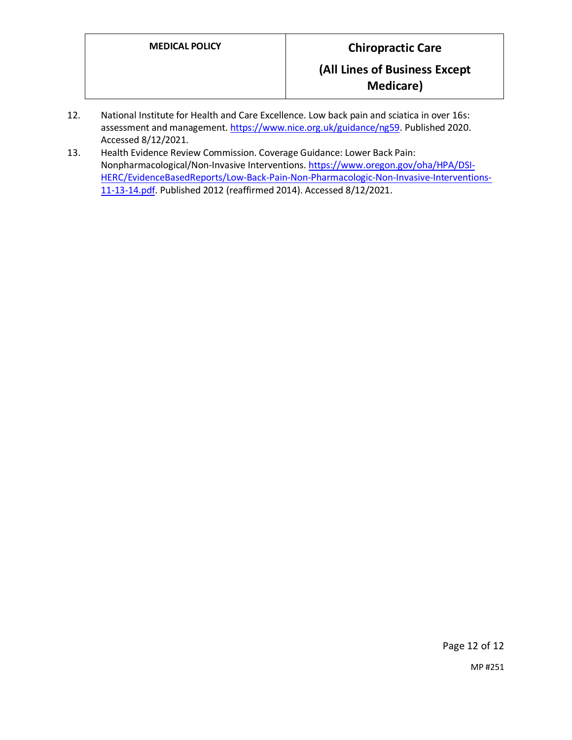12. National Institute for Health and Care Excellence. Low back pain and sciatica in over 16s: assessment and management. https://www.nice.org.uk/guidance/ng59. Published 2020. Accessed 8/12/2021.
13. Health Evidence Review Commission. Coverage Guidance: Lower Back Pain: Nonpharmacological/Non-Invasive Interventions. https://www.oregon.gov/oha/HPA/DSI-HERC/EvidenceBasedReports/Low-Back-Pain-Non-Pharmacologic-Non-Invasive-Interventions-11-13-14.pdf. Published 2012 (reaffirmed 2014). Accessed 8/12/2021.